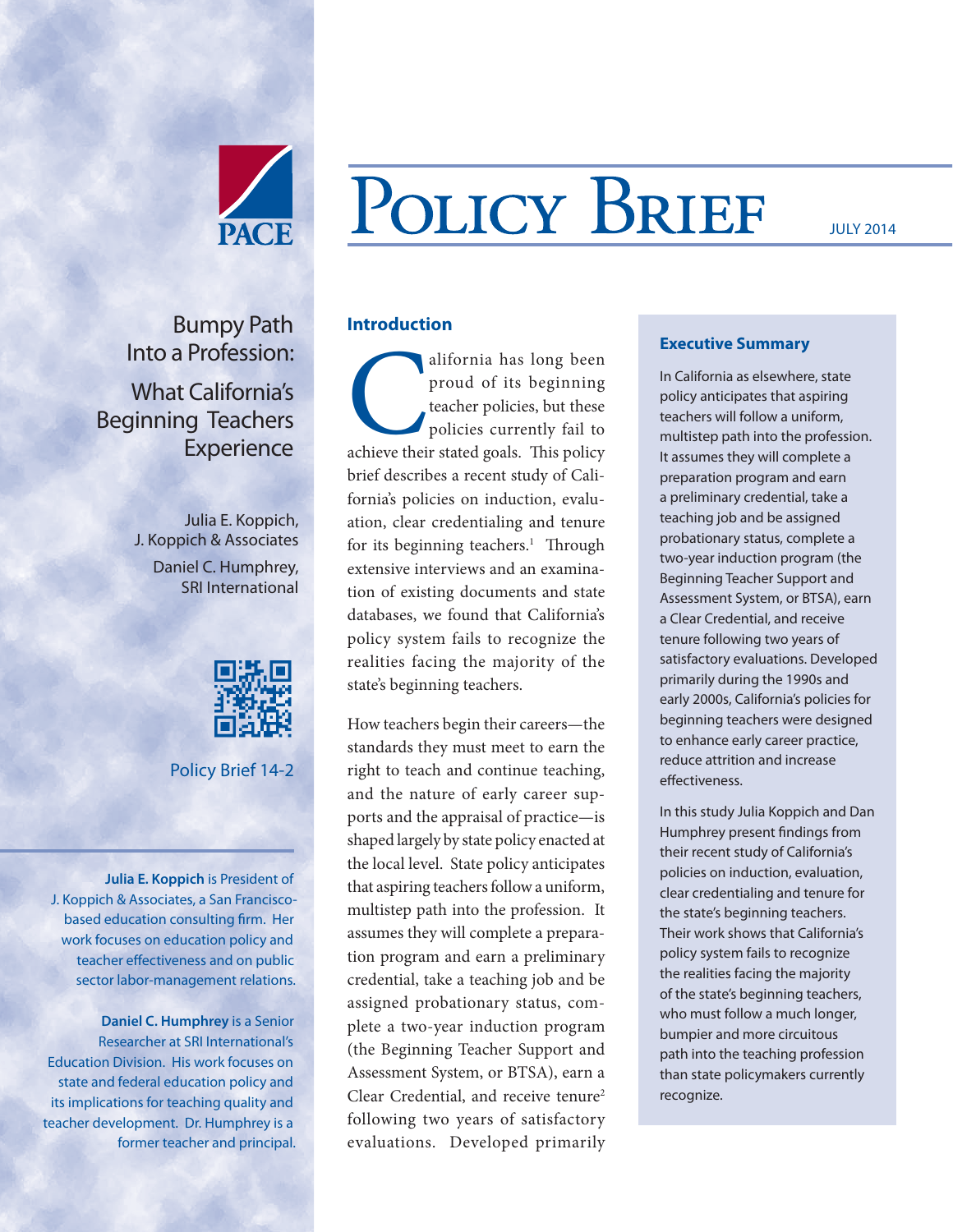PACE

# Policy Brief

JULY 2014

## Bumpy Path Into a Profession: What California's Beginning Teachers Experience

Julia E. Koppich, J. Koppich & Associates

Daniel C. Humphrey, SRI International

Policy Brief 14-2

**Julia E. Koppich** is President of J. Koppich & Associates, a San Francisco-based education consulting firm. Her work focuses on education policy and teacher effectiveness and on public sector labor-management relations.

**Daniel C. Humphrey** is a Senior Researcher at SRI International's Education Division. His work focuses on state and federal education policy and its implications for teaching quality and teacher development. Dr. Humphrey is a former teacher and principal.

### Introduction

California has long been proud of its beginning teacher policies, but these policies currently fail to achieve their stated goals. This policy brief describes a recent study of California's policies on induction, evaluation, clear credentialing and tenure for its beginning teachers.[1] Through extensive interviews and an examination of existing documents and state databases, we found that California's policy system fails to recognize the realities facing the majority of the state's beginning teachers.

How teachers begin their careers—the standards they must meet to earn the right to teach and continue teaching, and the nature of early career supports and the appraisal of practice—is shaped largely by state policy enacted at the local level. State policy anticipates that aspiring teachers follow a uniform, multistep path into the profession. It assumes they will complete a preparation program and earn a preliminary credential, take a teaching job and be assigned probationary status, complete a two-year induction program (the Beginning Teacher Support and Assessment System, or BTSA), earn a Clear Credential, and receive tenure[2] following two years of satisfactory evaluations. Developed primarily

### Executive Summary

In California as elsewhere, state policy anticipates that aspiring teachers will follow a uniform, multistep path into the profession. It assumes they will complete a preparation program and earn a preliminary credential, take a teaching job and be assigned probationary status, complete a two-year induction program (the Beginning Teacher Support and Assessment System, or BTSA), earn a Clear Credential, and receive tenure following two years of satisfactory evaluations. Developed primarily during the 1990s and early 2000s, California's policies for beginning teachers were designed to enhance early career practice, reduce attrition and increase effectiveness.

In this study Julia Koppich and Dan Humphrey present findings from their recent study of California's policies on induction, evaluation, clear credentialing and tenure for the state's beginning teachers. Their work shows that California's policy system fails to recognize the realities facing the majority of the state's beginning teachers, who must follow a much longer, bumpier and more circuitous path into the teaching profession than state policymakers currently recognize.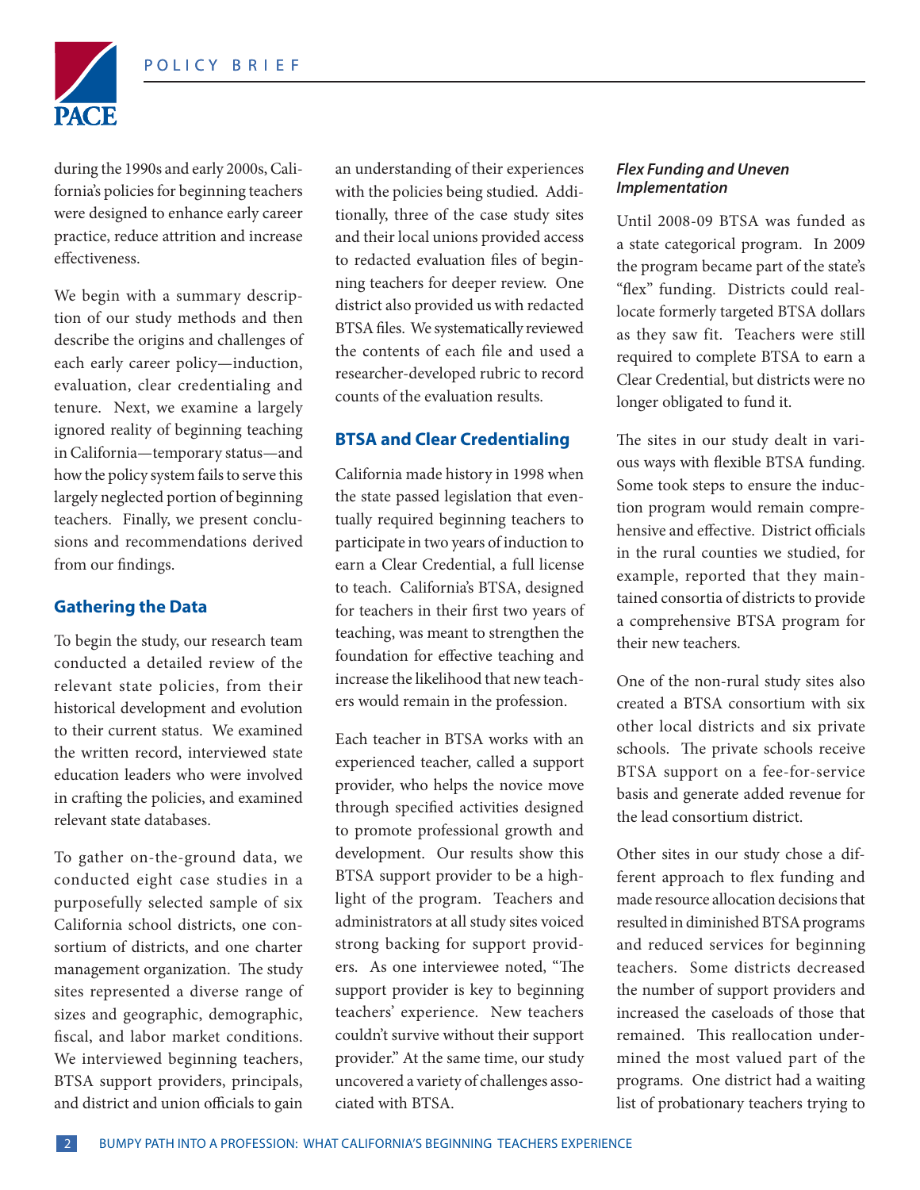during the 1990s and early 2000s, California's policies for beginning teachers were designed to enhance early career practice, reduce attrition and increase effectiveness.

We begin with a summary description of our study methods and then describe the origins and challenges of each early career policy—induction, evaluation, clear credentialing and tenure. Next, we examine a largely ignored reality of beginning teaching in California—temporary status—and how the policy system fails to serve this largely neglected portion of beginning teachers. Finally, we present conclusions and recommendations derived from our findings.

## Gathering the Data

To begin the study, our research team conducted a detailed review of the relevant state policies, from their historical development and evolution to their current status. We examined the written record, interviewed state education leaders who were involved in crafting the policies, and examined relevant state databases.

To gather on-the-ground data, we conducted eight case studies in a purposefully selected sample of six California school districts, one consortium of districts, and one charter management organization. The study sites represented a diverse range of sizes and geographic, demographic, fiscal, and labor market conditions. We interviewed beginning teachers, BTSA support providers, principals, and district and union officials to gain an understanding of their experiences with the policies being studied. Additionally, three of the case study sites and their local unions provided access to redacted evaluation files of beginning teachers for deeper review. One district also provided us with redacted BTSA files. We systematically reviewed the contents of each file and used a researcher-developed rubric to record counts of the evaluation results.

## BTSA and Clear Credentialing

California made history in 1998 when the state passed legislation that eventually required beginning teachers to participate in two years of induction to earn a Clear Credential, a full license to teach. California's BTSA, designed for teachers in their first two years of teaching, was meant to strengthen the foundation for effective teaching and increase the likelihood that new teachers would remain in the profession.

Each teacher in BTSA works with an experienced teacher, called a support provider, who helps the novice move through specified activities designed to promote professional growth and development. Our results show this BTSA support provider to be a highlight of the program. Teachers and administrators at all study sites voiced strong backing for support providers. As one interviewee noted, "The support provider is key to beginning teachers' experience. New teachers couldn't survive without their support provider." At the same time, our study uncovered a variety of challenges associated with BTSA.

### *Flex Funding and Uneven Implementation*

Until 2008-09 BTSA was funded as a state categorical program. In 2009 the program became part of the state's "flex" funding. Districts could reallocate formerly targeted BTSA dollars as they saw fit. Teachers were still required to complete BTSA to earn a Clear Credential, but districts were no longer obligated to fund it.

The sites in our study dealt in various ways with flexible BTSA funding. Some took steps to ensure the induction program would remain comprehensive and effective. District officials in the rural counties we studied, for example, reported that they maintained consortia of districts to provide a comprehensive BTSA program for their new teachers.

One of the non-rural study sites also created a BTSA consortium with six other local districts and six private schools. The private schools receive BTSA support on a fee-for-service basis and generate added revenue for the lead consortium district.

Other sites in our study chose a different approach to flex funding and made resource allocation decisions that resulted in diminished BTSA programs and reduced services for beginning teachers. Some districts decreased the number of support providers and increased the caseloads of those that remained. This reallocation undermined the most valued part of the programs. One district had a waiting list of probationary teachers trying to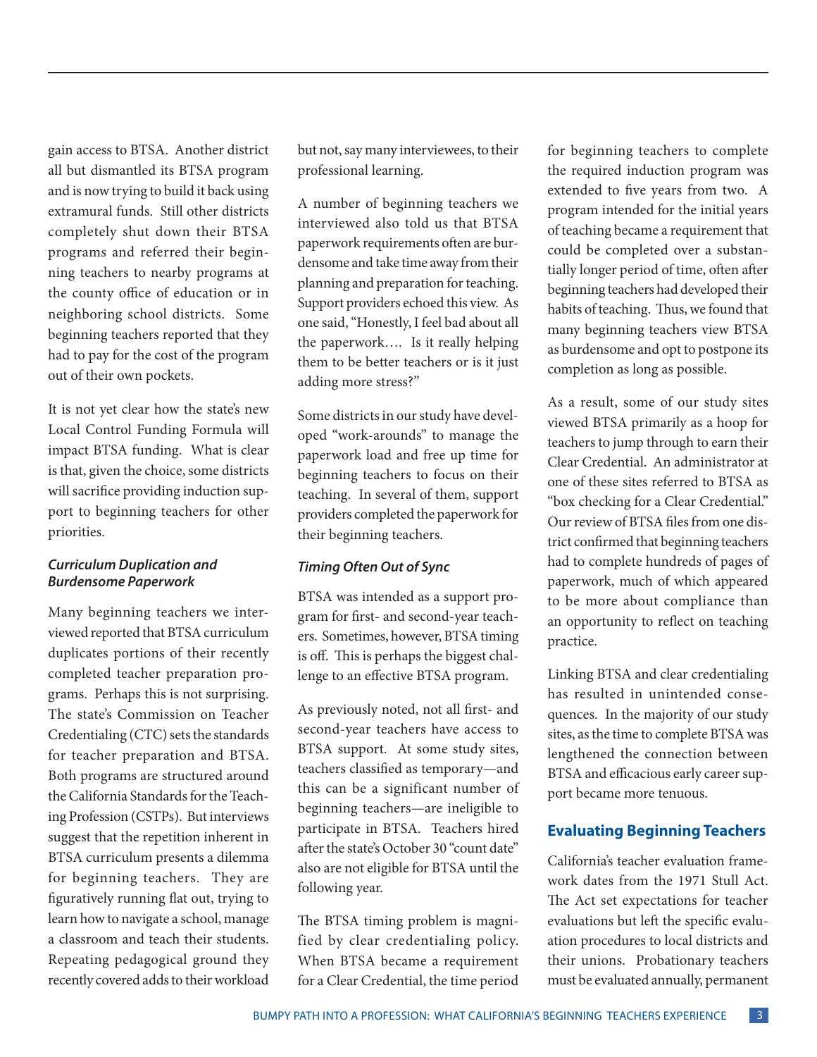gain access to BTSA. Another district all but dismantled its BTSA program and is now trying to build it back using extramural funds. Still other districts completely shut down their BTSA programs and referred their beginning teachers to nearby programs at the county office of education or in neighboring school districts. Some beginning teachers reported that they had to pay for the cost of the program out of their own pockets.

It is not yet clear how the state's new Local Control Funding Formula will impact BTSA funding. What is clear is that, given the choice, some districts will sacrifice providing induction support to beginning teachers for other priorities.

### *Curriculum Duplication and Burdensome Paperwork*

Many beginning teachers we interviewed reported that BTSA curriculum duplicates portions of their recently completed teacher preparation programs. Perhaps this is not surprising. The state's Commission on Teacher Credentialing (CTC) sets the standards for teacher preparation and BTSA. Both programs are structured around the California Standards for the Teaching Profession (CSTPs). But interviews suggest that the repetition inherent in BTSA curriculum presents a dilemma for beginning teachers. They are figuratively running flat out, trying to learn how to navigate a school, manage a classroom and teach their students. Repeating pedagogical ground they recently covered adds to their workload but not, say many interviewees, to their professional learning.

A number of beginning teachers we interviewed also told us that BTSA paperwork requirements often are burdensome and take time away from their planning and preparation for teaching. Support providers echoed this view. As one said, "Honestly, I feel bad about all the paperwork.... Is it really helping them to be better teachers or is it just adding more stress?"

Some districts in our study have developed "work-arounds" to manage the paperwork load and free up time for beginning teachers to focus on their teaching. In several of them, support providers completed the paperwork for their beginning teachers.

### *Timing Often Out of Sync*

BTSA was intended as a support program for first- and second-year teachers. Sometimes, however, BTSA timing is off. This is perhaps the biggest challenge to an effective BTSA program.

As previously noted, not all first- and second-year teachers have access to BTSA support. At some study sites, teachers classified as temporary—and this can be a significant number of beginning teachers—are ineligible to participate in BTSA. Teachers hired after the state's October 30 "count date" also are not eligible for BTSA until the following year.

The BTSA timing problem is magnified by clear credentialing policy. When BTSA became a requirement for a Clear Credential, the time period for beginning teachers to complete the required induction program was extended to five years from two. A program intended for the initial years of teaching became a requirement that could be completed over a substantially longer period of time, often after beginning teachers had developed their habits of teaching. Thus, we found that many beginning teachers view BTSA as burdensome and opt to postpone its completion as long as possible.

As a result, some of our study sites viewed BTSA primarily as a hoop for teachers to jump through to earn their Clear Credential. An administrator at one of these sites referred to BTSA as "box checking for a Clear Credential." Our review of BTSA files from one district confirmed that beginning teachers had to complete hundreds of pages of paperwork, much of which appeared to be more about compliance than an opportunity to reflect on teaching practice.

Linking BTSA and clear credentialing has resulted in unintended consequences. In the majority of our study sites, as the time to complete BTSA was lengthened the connection between BTSA and efficacious early career support became more tenuous.

## Evaluating Beginning Teachers

California's teacher evaluation framework dates from the 1971 Stull Act. The Act set expectations for teacher evaluations but left the specific evaluation procedures to local districts and their unions. Probationary teachers must be evaluated annually, permanent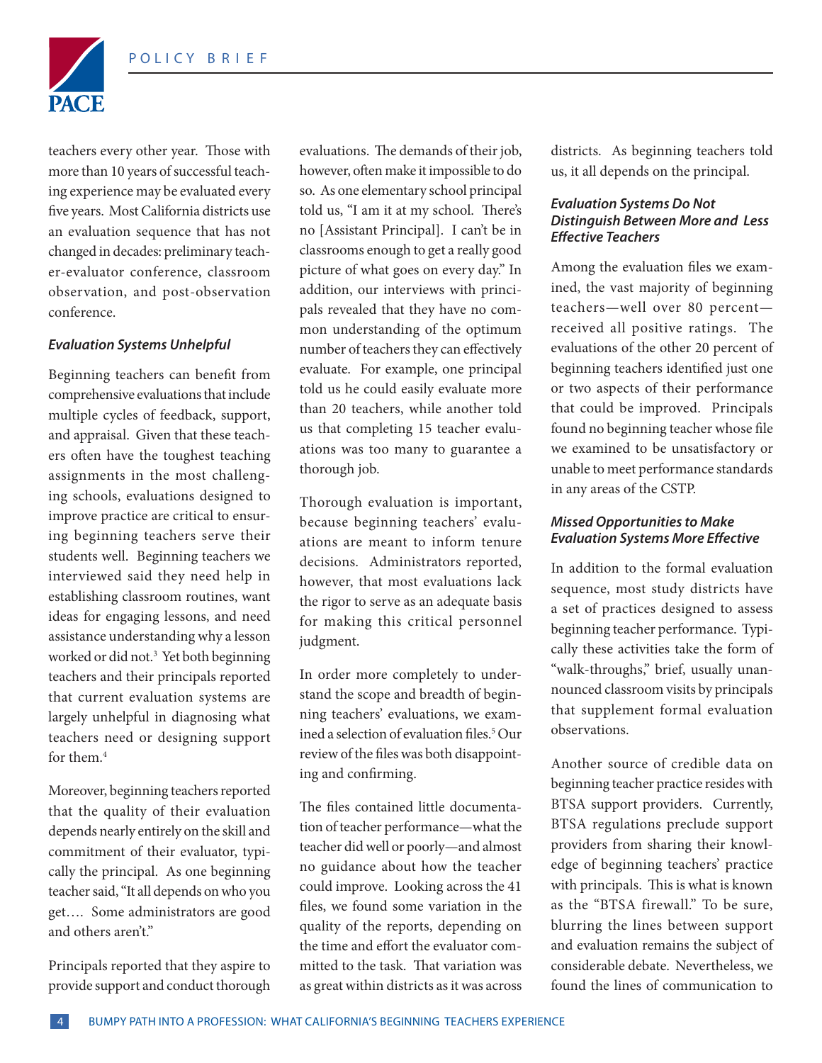teachers every other year. Those with more than 10 years of successful teaching experience may be evaluated every five years. Most California districts use an evaluation sequence that has not changed in decades: preliminary teacher-evaluator conference, classroom observation, and post-observation conference.

### *Evaluation Systems Unhelpful*

Beginning teachers can benefit from comprehensive evaluations that include multiple cycles of feedback, support, and appraisal. Given that these teachers often have the toughest teaching assignments in the most challenging schools, evaluations designed to improve practice are critical to ensuring beginning teachers serve their students well. Beginning teachers we interviewed said they need help in establishing classroom routines, want ideas for engaging lessons, and need assistance understanding why a lesson worked or did not.[3] Yet both beginning teachers and their principals reported that current evaluation systems are largely unhelpful in diagnosing what teachers need or designing support for them.[4]

Moreover, beginning teachers reported that the quality of their evaluation depends nearly entirely on the skill and commitment of their evaluator, typically the principal. As one beginning teacher said, "It all depends on who you get…. Some administrators are good and others aren't."

Principals reported that they aspire to provide support and conduct thorough evaluations. The demands of their job, however, often make it impossible to do so. As one elementary school principal told us, "I am it at my school. There's no [Assistant Principal]. I can't be in classrooms enough to get a really good picture of what goes on every day." In addition, our interviews with principals revealed that they have no common understanding of the optimum number of teachers they can effectively evaluate. For example, one principal told us he could easily evaluate more than 20 teachers, while another told us that completing 15 teacher evaluations was too many to guarantee a thorough job.

Thorough evaluation is important, because beginning teachers' evaluations are meant to inform tenure decisions. Administrators reported, however, that most evaluations lack the rigor to serve as an adequate basis for making this critical personnel judgment.

In order more completely to understand the scope and breadth of beginning teachers' evaluations, we examined a selection of evaluation files.[5] Our review of the files was both disappointing and confirming.

The files contained little documentation of teacher performance—what the teacher did well or poorly—and almost no guidance about how the teacher could improve. Looking across the 41 files, we found some variation in the quality of the reports, depending on the time and effort the evaluator committed to the task. That variation was as great within districts as it was across districts. As beginning teachers told us, it all depends on the principal.

### *Evaluation Systems Do Not Distinguish Between More and Less Effective Teachers*

Among the evaluation files we examined, the vast majority of beginning teachers—well over 80 percent—received all positive ratings. The evaluations of the other 20 percent of beginning teachers identified just one or two aspects of their performance that could be improved. Principals found no beginning teacher whose file we examined to be unsatisfactory or unable to meet performance standards in any areas of the CSTP.

### *Missed Opportunities to Make Evaluation Systems More Effective*

In addition to the formal evaluation sequence, most study districts have a set of practices designed to assess beginning teacher performance. Typically these activities take the form of "walk-throughs," brief, usually unannounced classroom visits by principals that supplement formal evaluation observations.

Another source of credible data on beginning teacher practice resides with BTSA support providers. Currently, BTSA regulations preclude support providers from sharing their knowledge of beginning teachers' practice with principals. This is what is known as the "BTSA firewall." To be sure, blurring the lines between support and evaluation remains the subject of considerable debate. Nevertheless, we found the lines of communication to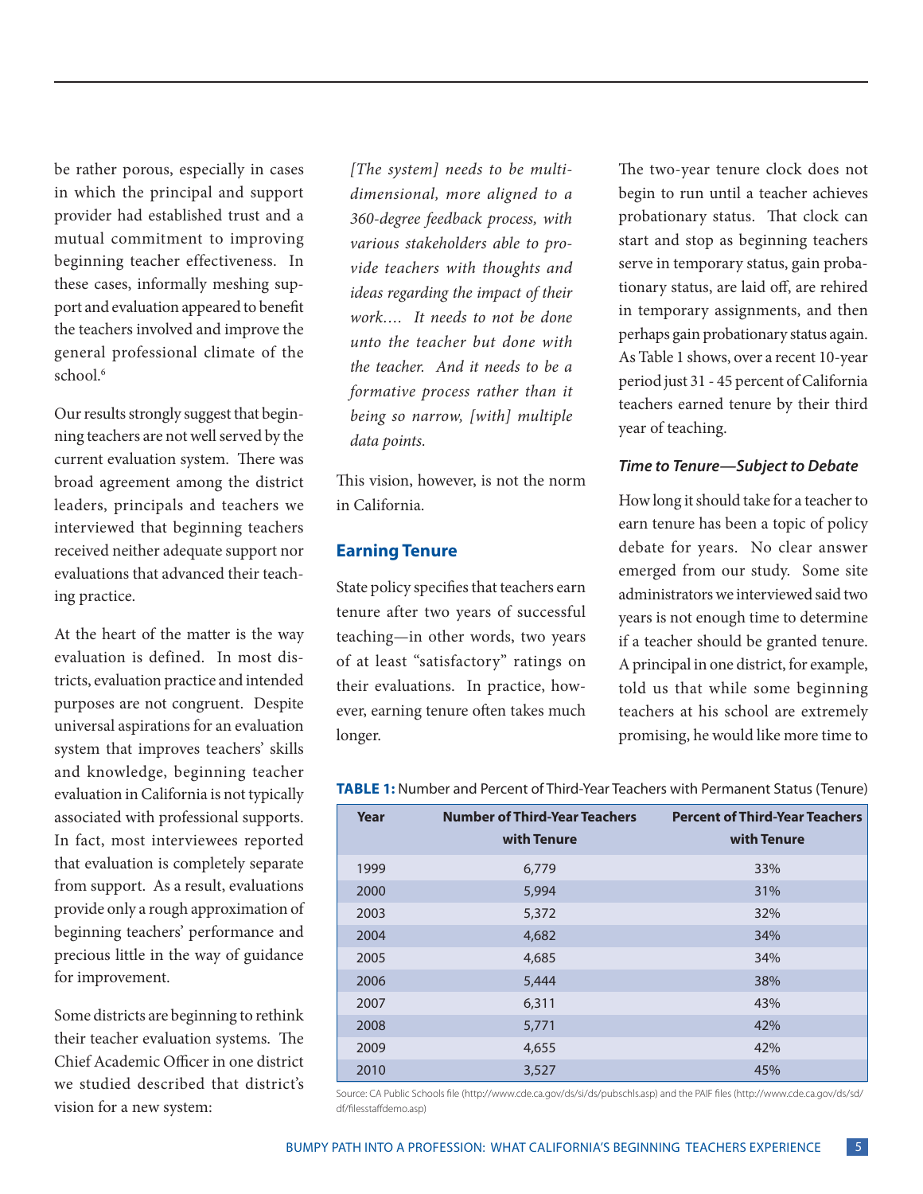be rather porous, especially in cases in which the principal and support provider had established trust and a mutual commitment to improving beginning teacher effectiveness. In these cases, informally meshing support and evaluation appeared to benefit the teachers involved and improve the general professional climate of the school.[6]

Our results strongly suggest that beginning teachers are not well served by the current evaluation system. There was broad agreement among the district leaders, principals and teachers we interviewed that beginning teachers received neither adequate support nor evaluations that advanced their teaching practice.

At the heart of the matter is the way evaluation is defined. In most districts, evaluation practice and intended purposes are not congruent. Despite universal aspirations for an evaluation system that improves teachers' skills and knowledge, beginning teacher evaluation in California is not typically associated with professional supports. In fact, most interviewees reported that evaluation is completely separate from support. As a result, evaluations provide only a rough approximation of beginning teachers' performance and precious little in the way of guidance for improvement.

Some districts are beginning to rethink their teacher evaluation systems. The Chief Academic Officer in one district we studied described that district's vision for a new system:

> *[The system] needs to be multi-dimensional, more aligned to a 360-degree feedback process, with various stakeholders able to provide teachers with thoughts and ideas regarding the impact of their work.... It needs to not be done unto the teacher but done with the teacher. And it needs to be a formative process rather than it being so narrow, [with] multiple data points.*

This vision, however, is not the norm in California.

## Earning Tenure

State policy specifies that teachers earn tenure after two years of successful teaching—in other words, two years of at least "satisfactory" ratings on their evaluations. In practice, however, earning tenure often takes much longer.

The two-year tenure clock does not begin to run until a teacher achieves probationary status. That clock can start and stop as beginning teachers serve in temporary status, gain probationary status, are laid off, are rehired in temporary assignments, and then perhaps gain probationary status again. As Table 1 shows, over a recent 10-year period just 31 - 45 percent of California teachers earned tenure by their third year of teaching.

### *Time to Tenure—Subject to Debate*

How long it should take for a teacher to earn tenure has been a topic of policy debate for years. No clear answer emerged from our study. Some site administrators we interviewed said two years is not enough time to determine if a teacher should be granted tenure. A principal in one district, for example, told us that while some beginning teachers at his school are extremely promising, he would like more time to

**TABLE 1:** Number and Percent of Third-Year Teachers with Permanent Status (Tenure)

| Year | Number of Third-Year Teachers with Tenure | Percent of Third-Year Teachers with Tenure |
|---|---|---|
| 1999 | 6,779 | 33% |
| 2000 | 5,994 | 31% |
| 2003 | 5,372 | 32% |
| 2004 | 4,682 | 34% |
| 2005 | 4,685 | 34% |
| 2006 | 5,444 | 38% |
| 2007 | 6,311 | 43% |
| 2008 | 5,771 | 42% |
| 2009 | 4,655 | 42% |
| 2010 | 3,527 | 45% |

Source: CA Public Schools file (http://www.cde.ca.gov/ds/si/ds/pubschls.asp) and the PAIF files (http://www.cde.ca.gov/ds/sd/df/filesstaffdemo.asp)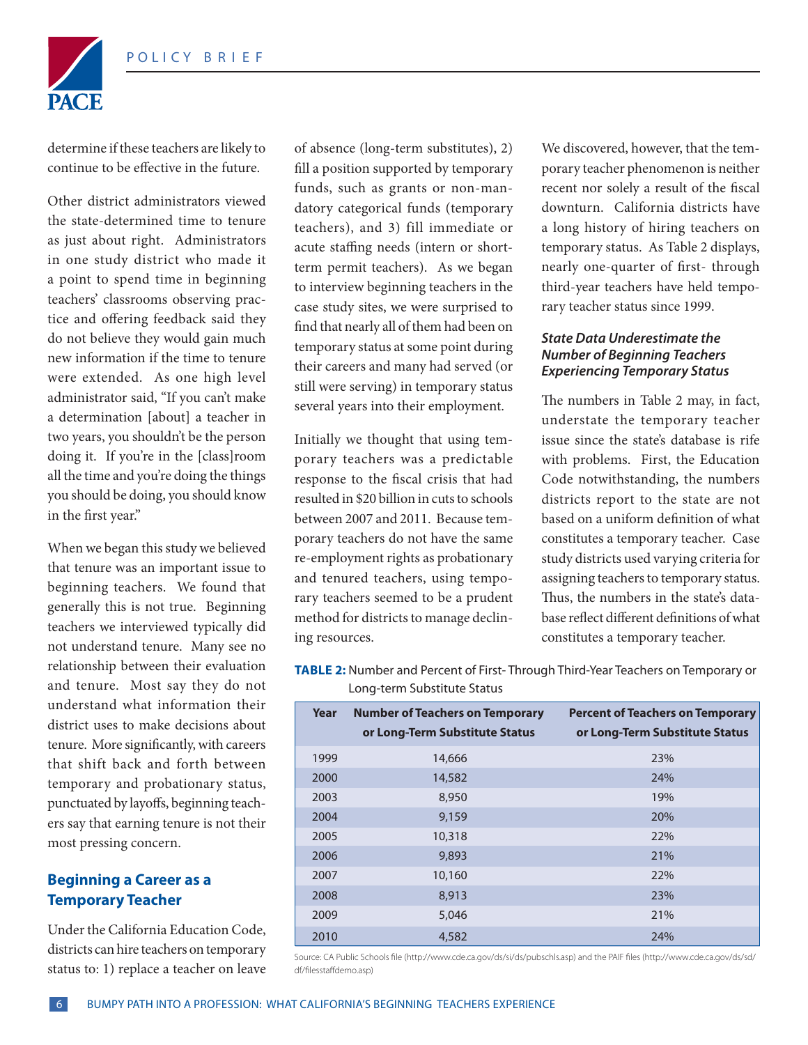determine if these teachers are likely to continue to be effective in the future.

Other district administrators viewed the state-determined time to tenure as just about right. Administrators in one study district who made it a point to spend time in beginning teachers' classrooms observing practice and offering feedback said they do not believe they would gain much new information if the time to tenure were extended. As one high level administrator said, "If you can't make a determination [about] a teacher in two years, you shouldn't be the person doing it. If you're in the [class]room all the time and you're doing the things you should be doing, you should know in the first year."

When we began this study we believed that tenure was an important issue to beginning teachers. We found that generally this is not true. Beginning teachers we interviewed typically did not understand tenure. Many see no relationship between their evaluation and tenure. Most say they do not understand what information their district uses to make decisions about tenure. More significantly, with careers that shift back and forth between temporary and probationary status, punctuated by layoffs, beginning teachers say that earning tenure is not their most pressing concern.

## Beginning a Career as a Temporary Teacher

Under the California Education Code, districts can hire teachers on temporary status to: 1) replace a teacher on leave of absence (long-term substitutes), 2) fill a position supported by temporary funds, such as grants or non-mandatory categorical funds (temporary teachers), and 3) fill immediate or acute staffing needs (intern or short-term permit teachers). As we began to interview beginning teachers in the case study sites, we were surprised to find that nearly all of them had been on temporary status at some point during their careers and many had served (or still were serving) in temporary status several years into their employment.

Initially we thought that using temporary teachers was a predictable response to the fiscal crisis that had resulted in $20 billion in cuts to schools between 2007 and 2011. Because temporary teachers do not have the same re-employment rights as probationary and tenured teachers, using temporary teachers seemed to be a prudent method for districts to manage declining resources.

We discovered, however, that the temporary teacher phenomenon is neither recent nor solely a result of the fiscal downturn. California districts have a long history of hiring teachers on temporary status. As Table 2 displays, nearly one-quarter of first- through third-year teachers have held temporary teacher status since 1999.

### *State Data Underestimate the Number of Beginning Teachers Experiencing Temporary Status*

The numbers in Table 2 may, in fact, understate the temporary teacher issue since the state's database is rife with problems. First, the Education Code notwithstanding, the numbers districts report to the state are not based on a uniform definition of what constitutes a temporary teacher. Case study districts used varying criteria for assigning teachers to temporary status. Thus, the numbers in the state's database reflect different definitions of what constitutes a temporary teacher.

**TABLE 2:** Number and Percent of First- Through Third-Year Teachers on Temporary or Long-term Substitute Status

| Year | Number of Teachers on Temporary or Long-Term Substitute Status | Percent of Teachers on Temporary or Long-Term Substitute Status |
|---|---|---|
| 1999 | 14,666 | 23% |
| 2000 | 14,582 | 24% |
| 2003 | 8,950 | 19% |
| 2004 | 9,159 | 20% |
| 2005 | 10,318 | 22% |
| 2006 | 9,893 | 21% |
| 2007 | 10,160 | 22% |
| 2008 | 8,913 | 23% |
| 2009 | 5,046 | 21% |
| 2010 | 4,582 | 24% |

Source: CA Public Schools file (http://www.cde.ca.gov/ds/si/ds/pubschls.asp) and the PAIF files (http://www.cde.ca.gov/ds/sd/df/filesstaffdemo.asp)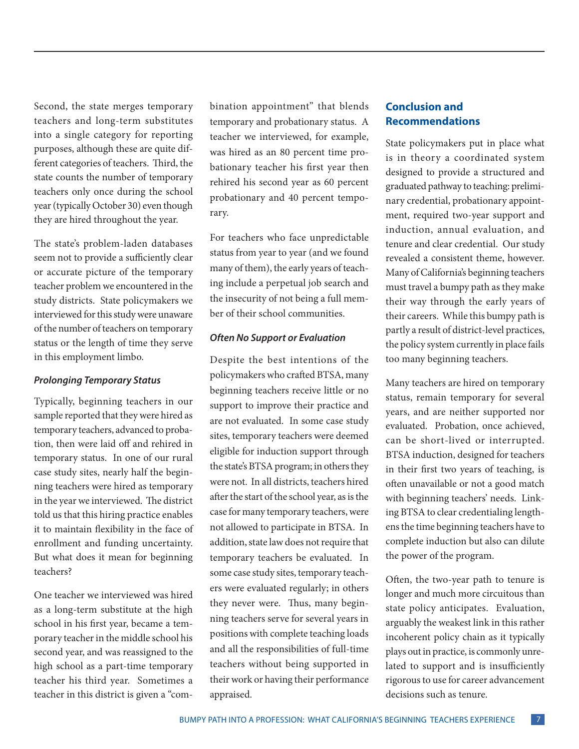Second, the state merges temporary teachers and long-term substitutes into a single category for reporting purposes, although these are quite different categories of teachers. Third, the state counts the number of temporary teachers only once during the school year (typically October 30) even though they are hired throughout the year.

The state's problem-laden databases seem not to provide a sufficiently clear or accurate picture of the temporary teacher problem we encountered in the study districts. State policymakers we interviewed for this study were unaware of the number of teachers on temporary status or the length of time they serve in this employment limbo.

#### *Prolonging Temporary Status*

Typically, beginning teachers in our sample reported that they were hired as temporary teachers, advanced to probation, then were laid off and rehired in temporary status. In one of our rural case study sites, nearly half the beginning teachers were hired as temporary in the year we interviewed. The district told us that this hiring practice enables it to maintain flexibility in the face of enrollment and funding uncertainty. But what does it mean for beginning teachers?

One teacher we interviewed was hired as a long-term substitute at the high school in his first year, became a temporary teacher in the middle school his second year, and was reassigned to the high school as a part-time temporary teacher his third year. Sometimes a teacher in this district is given a "combination appointment" that blends temporary and probationary status. A teacher we interviewed, for example, was hired as an 80 percent time probationary teacher his first year then rehired his second year as 60 percent probationary and 40 percent temporary.

For teachers who face unpredictable status from year to year (and we found many of them), the early years of teaching include a perpetual job search and the insecurity of not being a full member of their school communities.

#### *Often No Support or Evaluation*

Despite the best intentions of the policymakers who crafted BTSA, many beginning teachers receive little or no support to improve their practice and are not evaluated. In some case study sites, temporary teachers were deemed eligible for induction support through the state's BTSA program; in others they were not. In all districts, teachers hired after the start of the school year, as is the case for many temporary teachers, were not allowed to participate in BTSA. In addition, state law does not require that temporary teachers be evaluated. In some case study sites, temporary teachers were evaluated regularly; in others they never were. Thus, many beginning teachers serve for several years in positions with complete teaching loads and all the responsibilities of full-time teachers without being supported in their work or having their performance appraised.

## Conclusion and Recommendations

State policymakers put in place what is in theory a coordinated system designed to provide a structured and graduated pathway to teaching: preliminary credential, probationary appointment, required two-year support and induction, annual evaluation, and tenure and clear credential. Our study revealed a consistent theme, however. Many of California's beginning teachers must travel a bumpy path as they make their way through the early years of their careers. While this bumpy path is partly a result of district-level practices, the policy system currently in place fails too many beginning teachers.

Many teachers are hired on temporary status, remain temporary for several years, and are neither supported nor evaluated. Probation, once achieved, can be short-lived or interrupted. BTSA induction, designed for teachers in their first two years of teaching, is often unavailable or not a good match with beginning teachers' needs. Linking BTSA to clear credentialing lengthens the time beginning teachers have to complete induction but also can dilute the power of the program.

Often, the two-year path to tenure is longer and much more circuitous than state policy anticipates. Evaluation, arguably the weakest link in this rather incoherent policy chain as it typically plays out in practice, is commonly unrelated to support and is insufficiently rigorous to use for career advancement decisions such as tenure.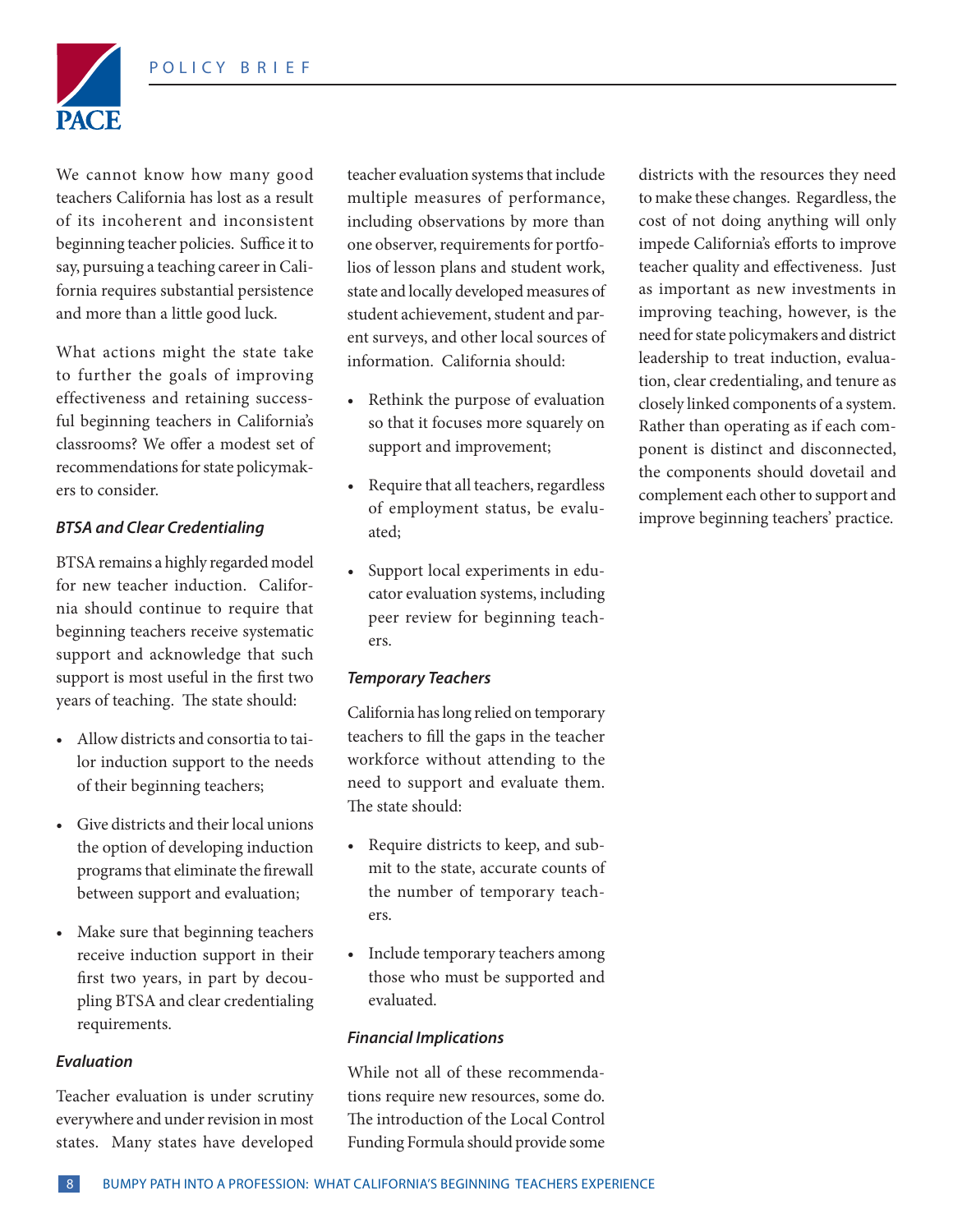We cannot know how many good teachers California has lost as a result of its incoherent and inconsistent beginning teacher policies. Suffice it to say, pursuing a teaching career in California requires substantial persistence and more than a little good luck.

What actions might the state take to further the goals of improving effectiveness and retaining successful beginning teachers in California's classrooms? We offer a modest set of recommendations for state policymakers to consider.

### *BTSA and Clear Credentialing*

BTSA remains a highly regarded model for new teacher induction. California should continue to require that beginning teachers receive systematic support and acknowledge that such support is most useful in the first two years of teaching. The state should:

- Allow districts and consortia to tailor induction support to the needs of their beginning teachers;
- Give districts and their local unions the option of developing induction programs that eliminate the firewall between support and evaluation;
- Make sure that beginning teachers receive induction support in their first two years, in part by decoupling BTSA and clear credentialing requirements.

### *Evaluation*

Teacher evaluation is under scrutiny everywhere and under revision in most states. Many states have developed teacher evaluation systems that include multiple measures of performance, including observations by more than one observer, requirements for portfolios of lesson plans and student work, state and locally developed measures of student achievement, student and parent surveys, and other local sources of information. California should:

- Rethink the purpose of evaluation so that it focuses more squarely on support and improvement;
- Require that all teachers, regardless of employment status, be evaluated;
- Support local experiments in educator evaluation systems, including peer review for beginning teachers.

### *Temporary Teachers*

California has long relied on temporary teachers to fill the gaps in the teacher workforce without attending to the need to support and evaluate them. The state should:

- Require districts to keep, and submit to the state, accurate counts of the number of temporary teachers.
- Include temporary teachers among those who must be supported and evaluated.

### *Financial Implications*

While not all of these recommendations require new resources, some do. The introduction of the Local Control Funding Formula should provide some districts with the resources they need to make these changes. Regardless, the cost of not doing anything will only impede California's efforts to improve teacher quality and effectiveness. Just as important as new investments in improving teaching, however, is the need for state policymakers and district leadership to treat induction, evaluation, clear credentialing, and tenure as closely linked components of a system. Rather than operating as if each component is distinct and disconnected, the components should dovetail and complement each other to support and improve beginning teachers' practice.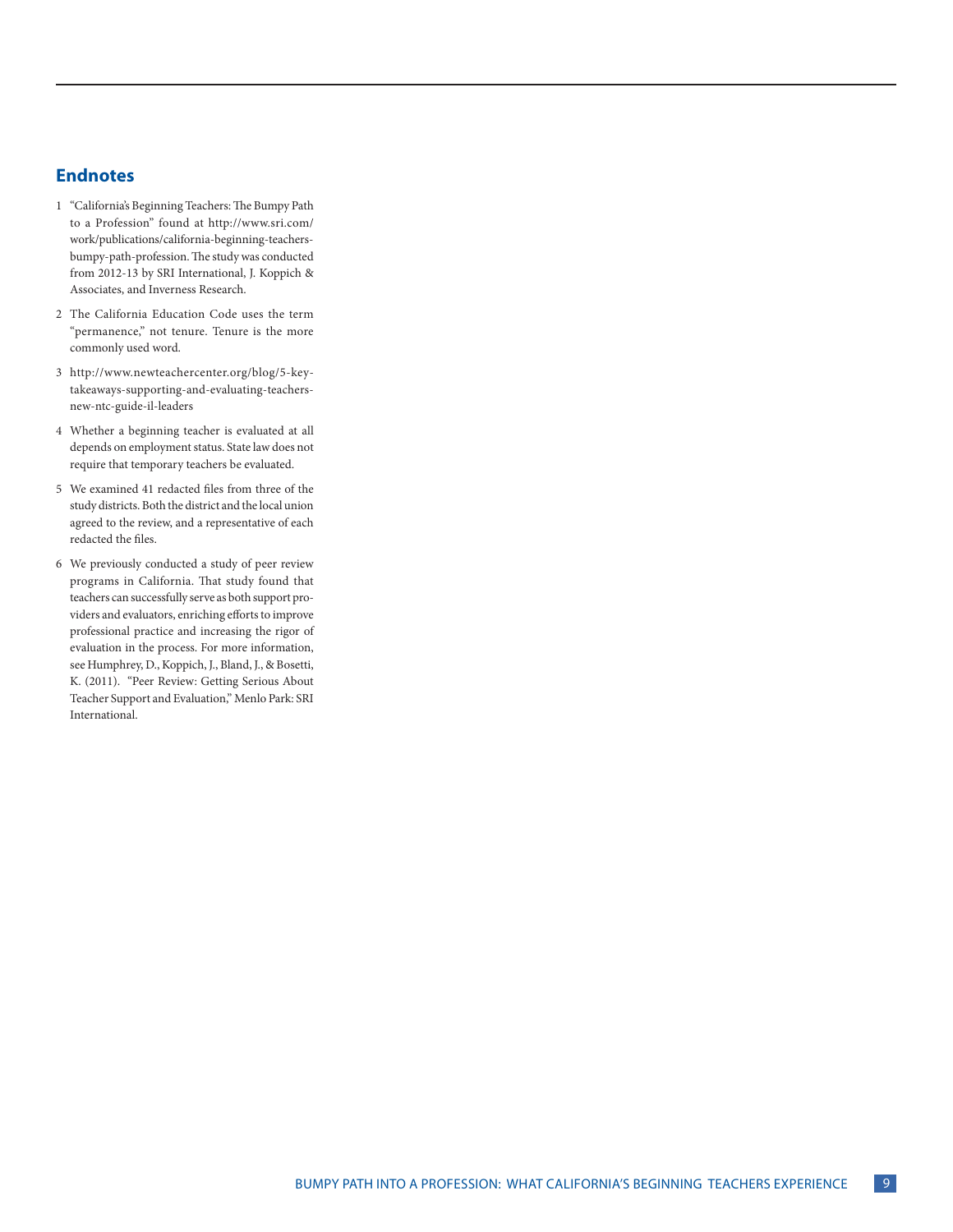## Endnotes

1. "California's Beginning Teachers: The Bumpy Path to a Profession" found at http://www.sri.com/work/publications/california-beginning-teachers-bumpy-path-profession. The study was conducted from 2012-13 by SRI International, J. Koppich & Associates, and Inverness Research.

2. The California Education Code uses the term "permanence," not tenure. Tenure is the more commonly used word.

3. http://www.newteachercenter.org/blog/5-key-takeaways-supporting-and-evaluating-teachers-new-ntc-guide-il-leaders

4. Whether a beginning teacher is evaluated at all depends on employment status. State law does not require that temporary teachers be evaluated.

5. We examined 41 redacted files from three of the study districts. Both the district and the local union agreed to the review, and a representative of each redacted the files.

6. We previously conducted a study of peer review programs in California. That study found that teachers can successfully serve as both support providers and evaluators, enriching efforts to improve professional practice and increasing the rigor of evaluation in the process. For more information, see Humphrey, D., Koppich, J., Bland, J., & Bosetti, K. (2011). "Peer Review: Getting Serious About Teacher Support and Evaluation," Menlo Park: SRI International.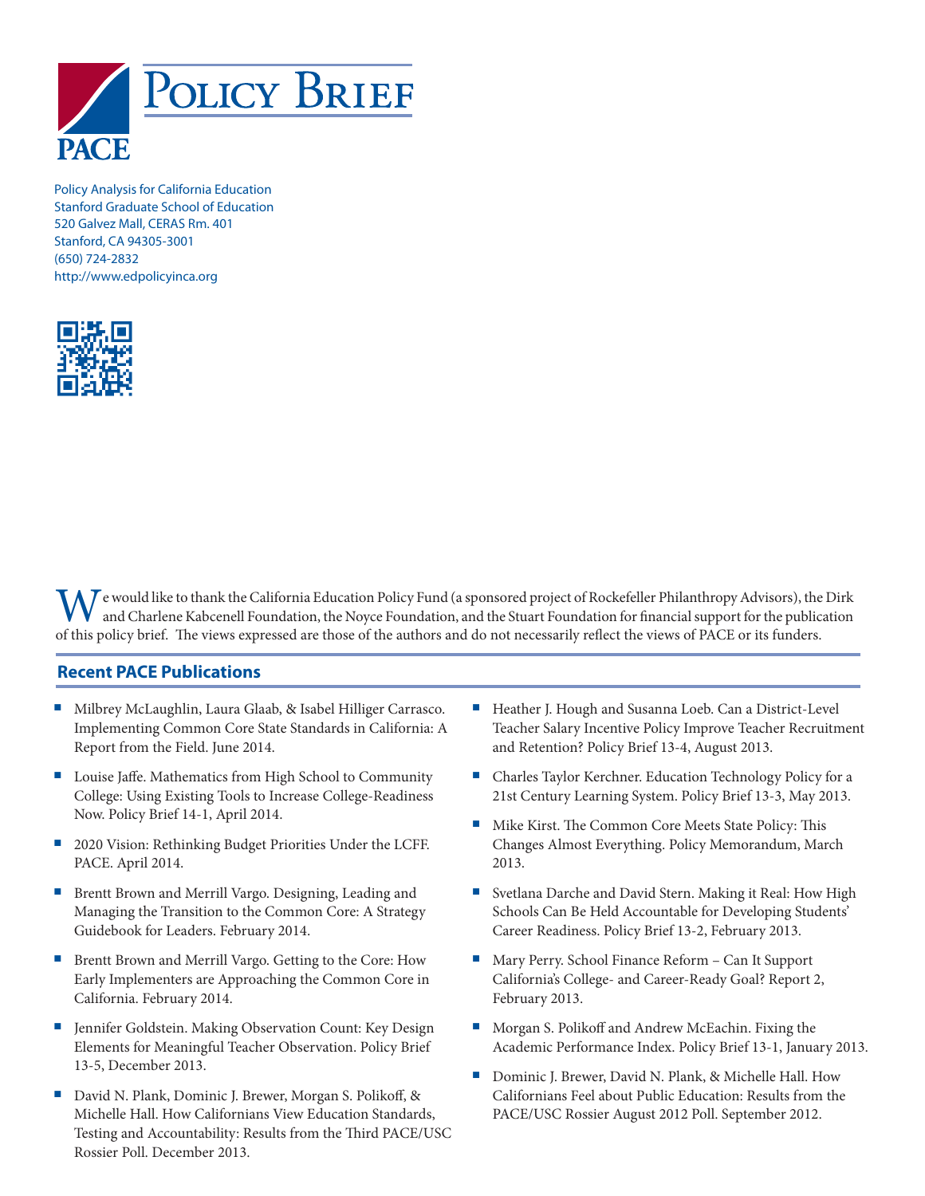# Policy Brief

# PACE

Policy Analysis for California Education
Stanford Graduate School of Education
520 Galvez Mall, CERAS Rm. 401
Stanford, CA 94305-3001
(650) 724-2832
http://www.edpolicyinca.org

We would like to thank the California Education Policy Fund (a sponsored project of Rockefeller Philanthropy Advisors), the Dirk and Charlene Kabcenell Foundation, the Noyce Foundation, and the Stuart Foundation for financial support for the publication of this policy brief. The views expressed are those of the authors and do not necessarily reflect the views of PACE or its funders.

## Recent PACE Publications

- Milbrey McLaughlin, Laura Glaab, & Isabel Hilliger Carrasco. Implementing Common Core State Standards in California: A Report from the Field. June 2014.
- Louise Jaffe. Mathematics from High School to Community College: Using Existing Tools to Increase College-Readiness Now. Policy Brief 14-1, April 2014.
- 2020 Vision: Rethinking Budget Priorities Under the LCFF. PACE. April 2014.
- Brentt Brown and Merrill Vargo. Designing, Leading and Managing the Transition to the Common Core: A Strategy Guidebook for Leaders. February 2014.
- Brentt Brown and Merrill Vargo. Getting to the Core: How Early Implementers are Approaching the Common Core in California. February 2014.
- Jennifer Goldstein. Making Observation Count: Key Design Elements for Meaningful Teacher Observation. Policy Brief 13-5, December 2013.
- David N. Plank, Dominic J. Brewer, Morgan S. Polikoff, & Michelle Hall. How Californians View Education Standards, Testing and Accountability: Results from the Third PACE/USC Rossier Poll. December 2013.
- Heather J. Hough and Susanna Loeb. Can a District-Level Teacher Salary Incentive Policy Improve Teacher Recruitment and Retention? Policy Brief 13-4, August 2013.
- Charles Taylor Kerchner. Education Technology Policy for a 21st Century Learning System. Policy Brief 13-3, May 2013.
- Mike Kirst. The Common Core Meets State Policy: This Changes Almost Everything. Policy Memorandum, March 2013.
- Svetlana Darche and David Stern. Making it Real: How High Schools Can Be Held Accountable for Developing Students' Career Readiness. Policy Brief 13-2, February 2013.
- Mary Perry. School Finance Reform – Can It Support California's College- and Career-Ready Goal? Report 2, February 2013.
- Morgan S. Polikoff and Andrew McEachin. Fixing the Academic Performance Index. Policy Brief 13-1, January 2013.
- Dominic J. Brewer, David N. Plank, & Michelle Hall. How Californians Feel about Public Education: Results from the PACE/USC Rossier August 2012 Poll. September 2012.